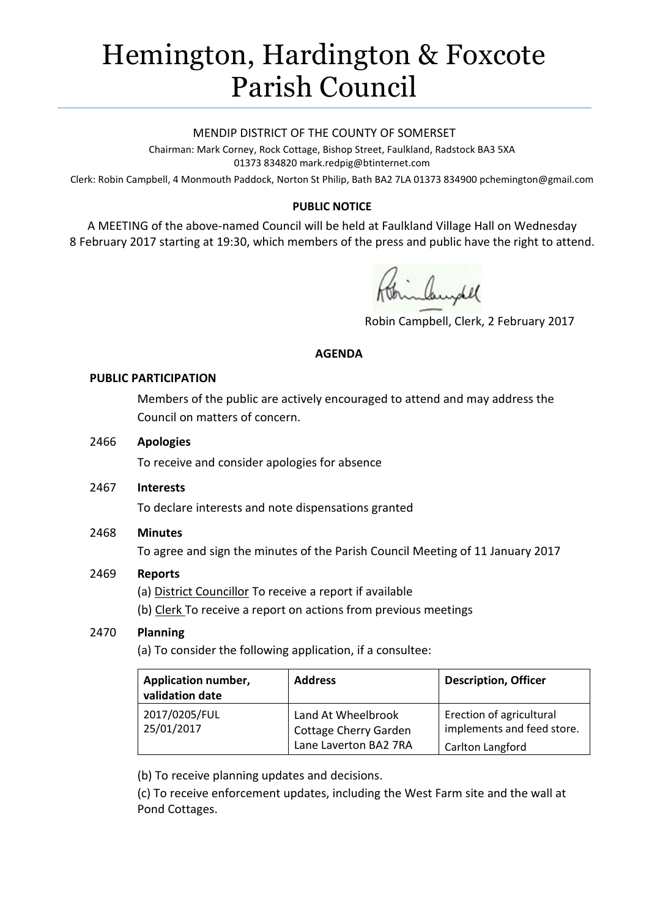# Hemington, Hardington & Foxcote Parish Council

MENDIP DISTRICT OF THE COUNTY OF SOMERSET

Chairman: Mark Corney, Rock Cottage, Bishop Street, Faulkland, Radstock BA3 5XA
01373 834820 mark.redpig@btinternet.com

Clerk: Robin Campbell, 4 Monmouth Paddock, Norton St Philip, Bath BA2 7LA 01373 834900 pchemington@gmail.com

**PUBLIC NOTICE**

A MEETING of the above-named Council will be held at Faulkland Village Hall on Wednesday 8 February 2017 starting at 19:30, which members of the press and public have the right to attend.

Robin Campbell, Clerk, 2 February 2017

**AGENDA**

**PUBLIC PARTICIPATION**

Members of the public are actively encouraged to attend and may address the Council on matters of concern.

2466 **Apologies**

To receive and consider apologies for absence

2467 **Interests**

To declare interests and note dispensations granted

2468 **Minutes**

To agree and sign the minutes of the Parish Council Meeting of 11 January 2017

2469 **Reports**

(a) District Councillor To receive a report if available

(b) Clerk To receive a report on actions from previous meetings

2470 **Planning**

(a) To consider the following application, if a consultee:

| Application number, validation date | Address | Description, Officer |
| --- | --- | --- |
| 2017/0205/FUL 25/01/2017 | Land At Wheelbrook Cottage Cherry Garden Lane Laverton BA2 7RA | Erection of agricultural implements and feed store. Carlton Langford |

(b) To receive planning updates and decisions.

(c) To receive enforcement updates, including the West Farm site and the wall at Pond Cottages.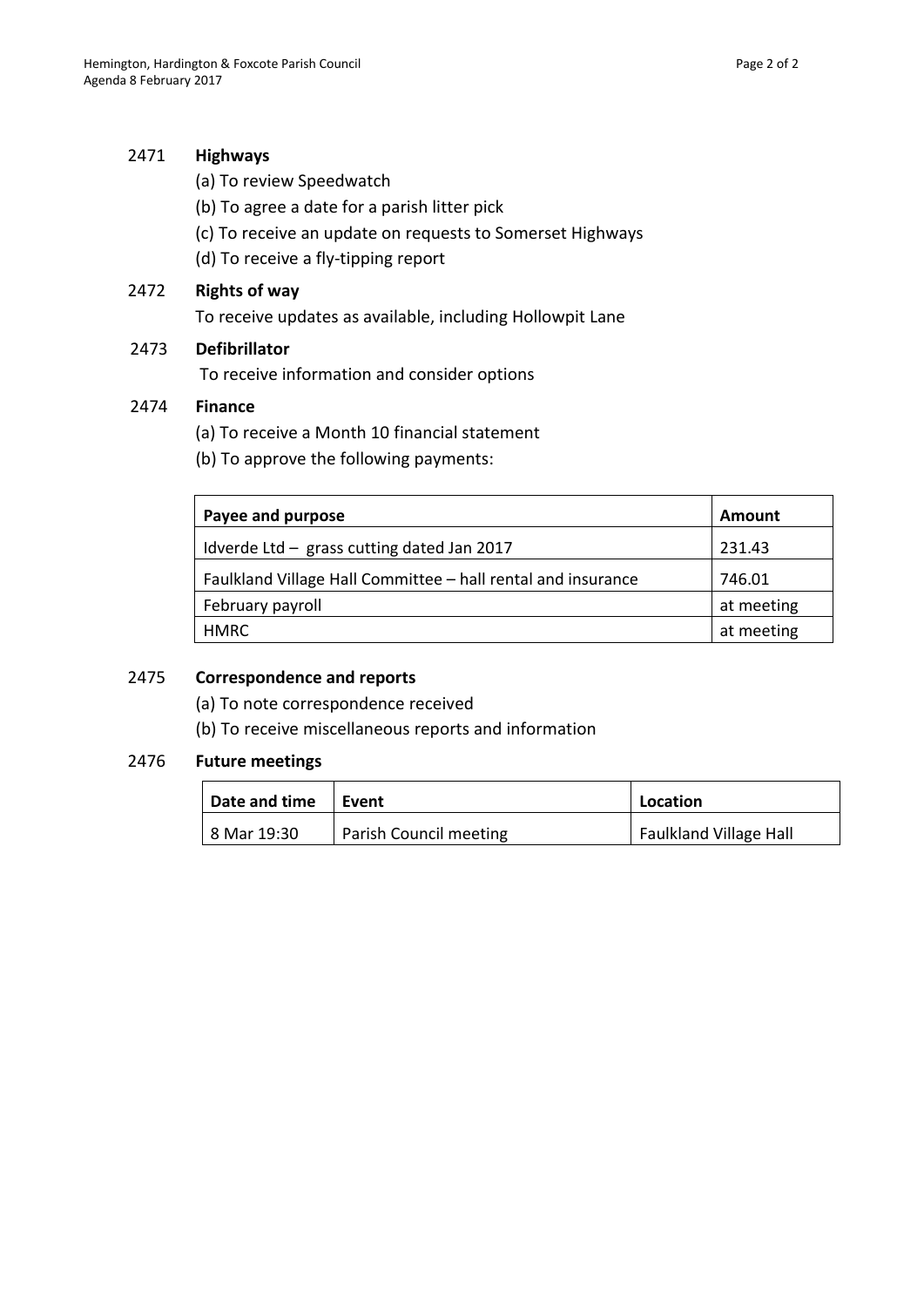## 2471 Highways

(a) To review Speedwatch

(b) To agree a date for a parish litter pick

(c) To receive an update on requests to Somerset Highways

(d) To receive a fly-tipping report

## 2472 Rights of way

To receive updates as available, including Hollowpit Lane

## 2473 Defibrillator

To receive information and consider options

## 2474 Finance

(a) To receive a Month 10 financial statement

(b) To approve the following payments:

| Payee and purpose | Amount |
|---|---|
| Idverde Ltd – grass cutting dated Jan 2017 | 231.43 |
| Faulkland Village Hall Committee – hall rental and insurance | 746.01 |
| February payroll | at meeting |
| HMRC | at meeting |

## 2475 Correspondence and reports

(a) To note correspondence received

(b) To receive miscellaneous reports and information

## 2476 Future meetings

| Date and time | Event | Location |
|---|---|---|
| 8 Mar 19:30 | Parish Council meeting | Faulkland Village Hall |